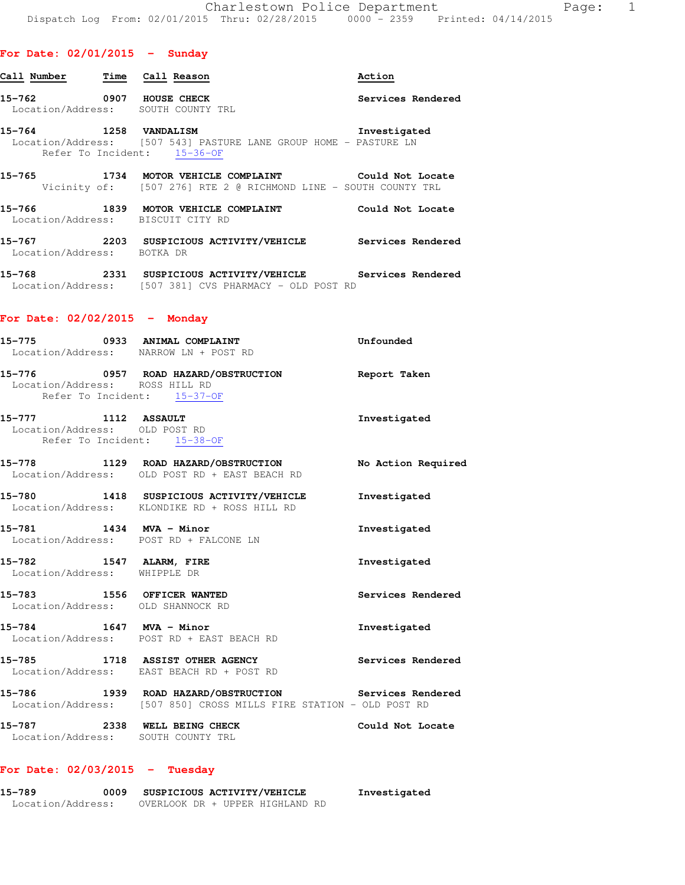Charlestown Police Department
Dispatch Log From: 02/01/2015 Thru: 02/28/2015 0000 - 2359 Printed: 04/14/2015

## For Date: 02/01/2015 - Sunday

| Call Number | Time | Call Reason | Action |
|---|---|---|---|

**15-762** 0907 **HOUSE CHECK** — Services Rendered
Location/Address: SOUTH COUNTY TRL

**15-764** 1258 **VANDALISM** — Investigated
Location/Address: [507 543] PASTURE LANE GROUP HOME - PASTURE LN
Refer To Incident: 15-36-OF

**15-765** 1734 **MOTOR VEHICLE COMPLAINT** — Could Not Locate
Vicinity of: [507 276] RTE 2 @ RICHMOND LINE - SOUTH COUNTY TRL

**15-766** 1839 **MOTOR VEHICLE COMPLAINT** — Could Not Locate
Location/Address: BISCUIT CITY RD

**15-767** 2203 **SUSPICIOUS ACTIVITY/VEHICLE** — Services Rendered
Location/Address: BOTKA DR

**15-768** 2331 **SUSPICIOUS ACTIVITY/VEHICLE** — Services Rendered
Location/Address: [507 381] CVS PHARMACY - OLD POST RD

## For Date: 02/02/2015 - Monday

**15-775** 0933 **ANIMAL COMPLAINT** — Unfounded
Location/Address: NARROW LN + POST RD

**15-776** 0957 **ROAD HAZARD/OBSTRUCTION** — Report Taken
Location/Address: ROSS HILL RD
Refer To Incident: 15-37-OF

**15-777** 1112 **ASSAULT** — Investigated
Location/Address: OLD POST RD
Refer To Incident: 15-38-OF

**15-778** 1129 **ROAD HAZARD/OBSTRUCTION** — No Action Required
Location/Address: OLD POST RD + EAST BEACH RD

**15-780** 1418 **SUSPICIOUS ACTIVITY/VEHICLE** — Investigated
Location/Address: KLONDIKE RD + ROSS HILL RD

**15-781** 1434 **MVA - Minor** — Investigated
Location/Address: POST RD + FALCONE LN

**15-782** 1547 **ALARM, FIRE** — Investigated
Location/Address: WHIPPLE DR

**15-783** 1556 **OFFICER WANTED** — Services Rendered
Location/Address: OLD SHANNOCK RD

**15-784** 1647 **MVA - Minor** — Investigated
Location/Address: POST RD + EAST BEACH RD

**15-785** 1718 **ASSIST OTHER AGENCY** — Services Rendered
Location/Address: EAST BEACH RD + POST RD

**15-786** 1939 **ROAD HAZARD/OBSTRUCTION** — Services Rendered
Location/Address: [507 850] CROSS MILLS FIRE STATION - OLD POST RD

**15-787** 2338 **WELL BEING CHECK** — Could Not Locate
Location/Address: SOUTH COUNTY TRL

## For Date: 02/03/2015 - Tuesday

**15-789** 0009 **SUSPICIOUS ACTIVITY/VEHICLE** — Investigated
Location/Address: OVERLOOK DR + UPPER HIGHLAND RD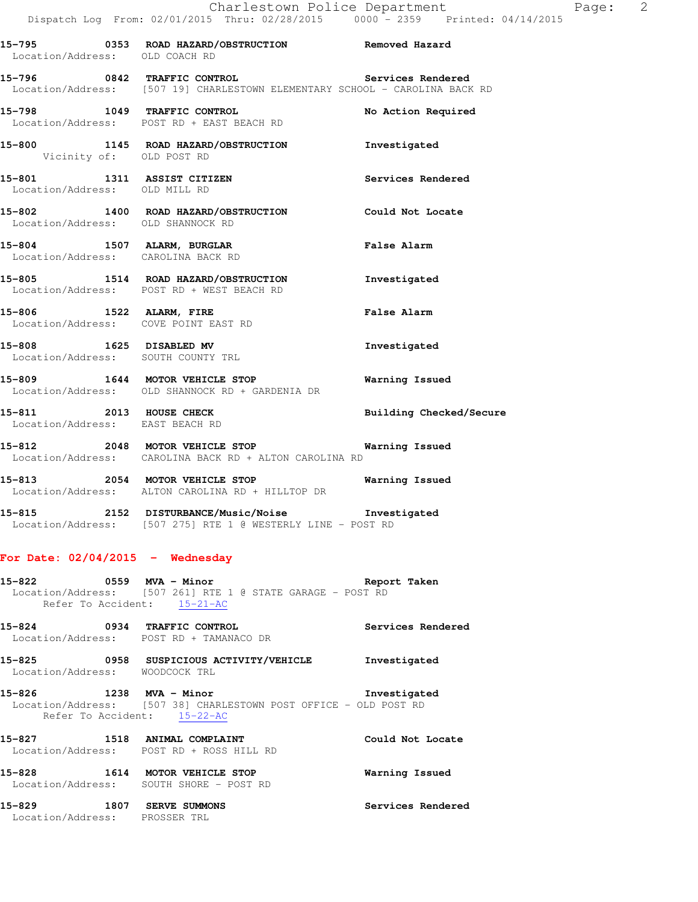15-795 0353 ROAD HAZARD/OBSTRUCTION Removed Hazard
Location/Address: OLD COACH RD

15-796 0842 TRAFFIC CONTROL Services Rendered
Location/Address: [507 19] CHARLESTOWN ELEMENTARY SCHOOL - CAROLINA BACK RD

15-798 1049 TRAFFIC CONTROL No Action Required
Location/Address: POST RD + EAST BEACH RD

15-800 1145 ROAD HAZARD/OBSTRUCTION Investigated
Vicinity of: OLD POST RD

15-801 1311 ASSIST CITIZEN Services Rendered
Location/Address: OLD MILL RD

15-802 1400 ROAD HAZARD/OBSTRUCTION Could Not Locate
Location/Address: OLD SHANNOCK RD

15-804 1507 ALARM, BURGLAR False Alarm
Location/Address: CAROLINA BACK RD

15-805 1514 ROAD HAZARD/OBSTRUCTION Investigated
Location/Address: POST RD + WEST BEACH RD

15-806 1522 ALARM, FIRE False Alarm
Location/Address: COVE POINT EAST RD

15-808 1625 DISABLED MV Investigated
Location/Address: SOUTH COUNTY TRL

15-809 1644 MOTOR VEHICLE STOP Warning Issued
Location/Address: OLD SHANNOCK RD + GARDENIA DR

15-811 2013 HOUSE CHECK Building Checked/Secure
Location/Address: EAST BEACH RD

15-812 2048 MOTOR VEHICLE STOP Warning Issued
Location/Address: CAROLINA BACK RD + ALTON CAROLINA RD

15-813 2054 MOTOR VEHICLE STOP Warning Issued
Location/Address: ALTON CAROLINA RD + HILLTOP DR

15-815 2152 DISTURBANCE/Music/Noise Investigated
Location/Address: [507 275] RTE 1 @ WESTERLY LINE - POST RD

**For Date: 02/04/2015 - Wednesday**

15-822 0559 MVA - Minor Report Taken
Location/Address: [507 261] RTE 1 @ STATE GARAGE - POST RD
Refer To Accident: 15-21-AC

15-824 0934 TRAFFIC CONTROL Services Rendered
Location/Address: POST RD + TAMANACO DR

15-825 0958 SUSPICIOUS ACTIVITY/VEHICLE Investigated
Location/Address: WOODCOCK TRL

15-826 1238 MVA - Minor Investigated
Location/Address: [507 38] CHARLESTOWN POST OFFICE - OLD POST RD
Refer To Accident: 15-22-AC

15-827 1518 ANIMAL COMPLAINT Could Not Locate
Location/Address: POST RD + ROSS HILL RD

15-828 1614 MOTOR VEHICLE STOP Warning Issued
Location/Address: SOUTH SHORE - POST RD

15-829 1807 SERVE SUMMONS Services Rendered
Location/Address: PROSSER TRL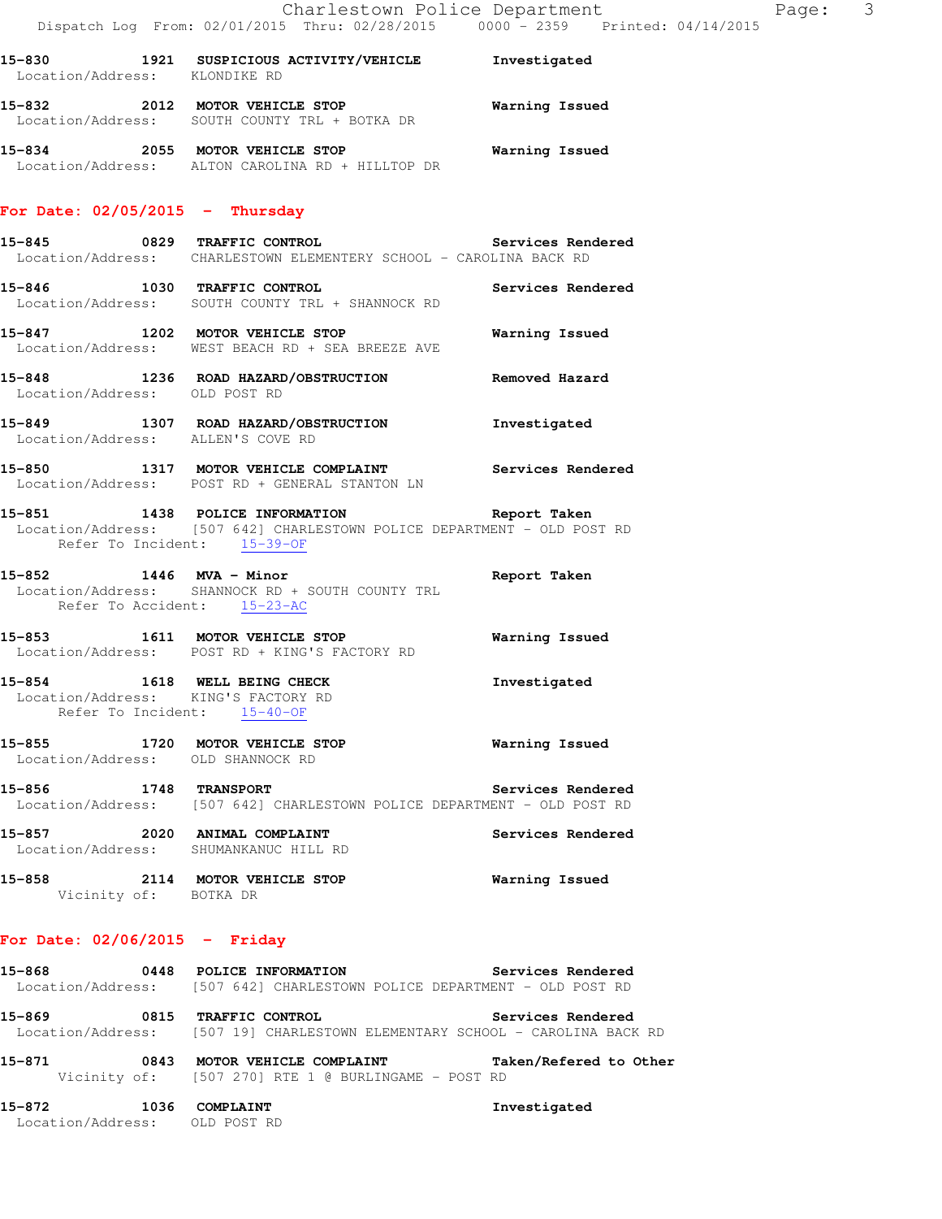15-830 1921 SUSPICIOUS ACTIVITY/VEHICLE Investigated
Location/Address: KLONDIKE RD

15-832 2012 MOTOR VEHICLE STOP Warning Issued
Location/Address: SOUTH COUNTY TRL + BOTKA DR

15-834 2055 MOTOR VEHICLE STOP Warning Issued
Location/Address: ALTON CAROLINA RD + HILLTOP DR

## For Date: 02/05/2015 - Thursday

15-845 0829 TRAFFIC CONTROL Services Rendered
Location/Address: CHARLESTOWN ELEMENTERY SCHOOL - CAROLINA BACK RD

15-846 1030 TRAFFIC CONTROL Services Rendered
Location/Address: SOUTH COUNTY TRL + SHANNOCK RD

15-847 1202 MOTOR VEHICLE STOP Warning Issued
Location/Address: WEST BEACH RD + SEA BREEZE AVE

15-848 1236 ROAD HAZARD/OBSTRUCTION Removed Hazard
Location/Address: OLD POST RD

15-849 1307 ROAD HAZARD/OBSTRUCTION Investigated
Location/Address: ALLEN'S COVE RD

15-850 1317 MOTOR VEHICLE COMPLAINT Services Rendered
Location/Address: POST RD + GENERAL STANTON LN

15-851 1438 POLICE INFORMATION Report Taken
Location/Address: [507 642] CHARLESTOWN POLICE DEPARTMENT - OLD POST RD
Refer To Incident: 15-39-OF

15-852 1446 MVA - Minor Report Taken
Location/Address: SHANNOCK RD + SOUTH COUNTY TRL
Refer To Accident: 15-23-AC

15-853 1611 MOTOR VEHICLE STOP Warning Issued
Location/Address: POST RD + KING'S FACTORY RD

15-854 1618 WELL BEING CHECK Investigated
Location/Address: KING'S FACTORY RD
Refer To Incident: 15-40-OF

15-855 1720 MOTOR VEHICLE STOP Warning Issued
Location/Address: OLD SHANNOCK RD

15-856 1748 TRANSPORT Services Rendered
Location/Address: [507 642] CHARLESTOWN POLICE DEPARTMENT - OLD POST RD

15-857 2020 ANIMAL COMPLAINT Services Rendered
Location/Address: SHUMANKANUC HILL RD

15-858 2114 MOTOR VEHICLE STOP Warning Issued
Vicinity of: BOTKA DR

## For Date: 02/06/2015 - Friday

15-868 0448 POLICE INFORMATION Services Rendered
Location/Address: [507 642] CHARLESTOWN POLICE DEPARTMENT - OLD POST RD

15-869 0815 TRAFFIC CONTROL Services Rendered
Location/Address: [507 19] CHARLESTOWN ELEMENTARY SCHOOL - CAROLINA BACK RD

15-871 0843 MOTOR VEHICLE COMPLAINT Taken/Refered to Other
Vicinity of: [507 270] RTE 1 @ BURLINGAME - POST RD

15-872 1036 COMPLAINT Investigated
Location/Address: OLD POST RD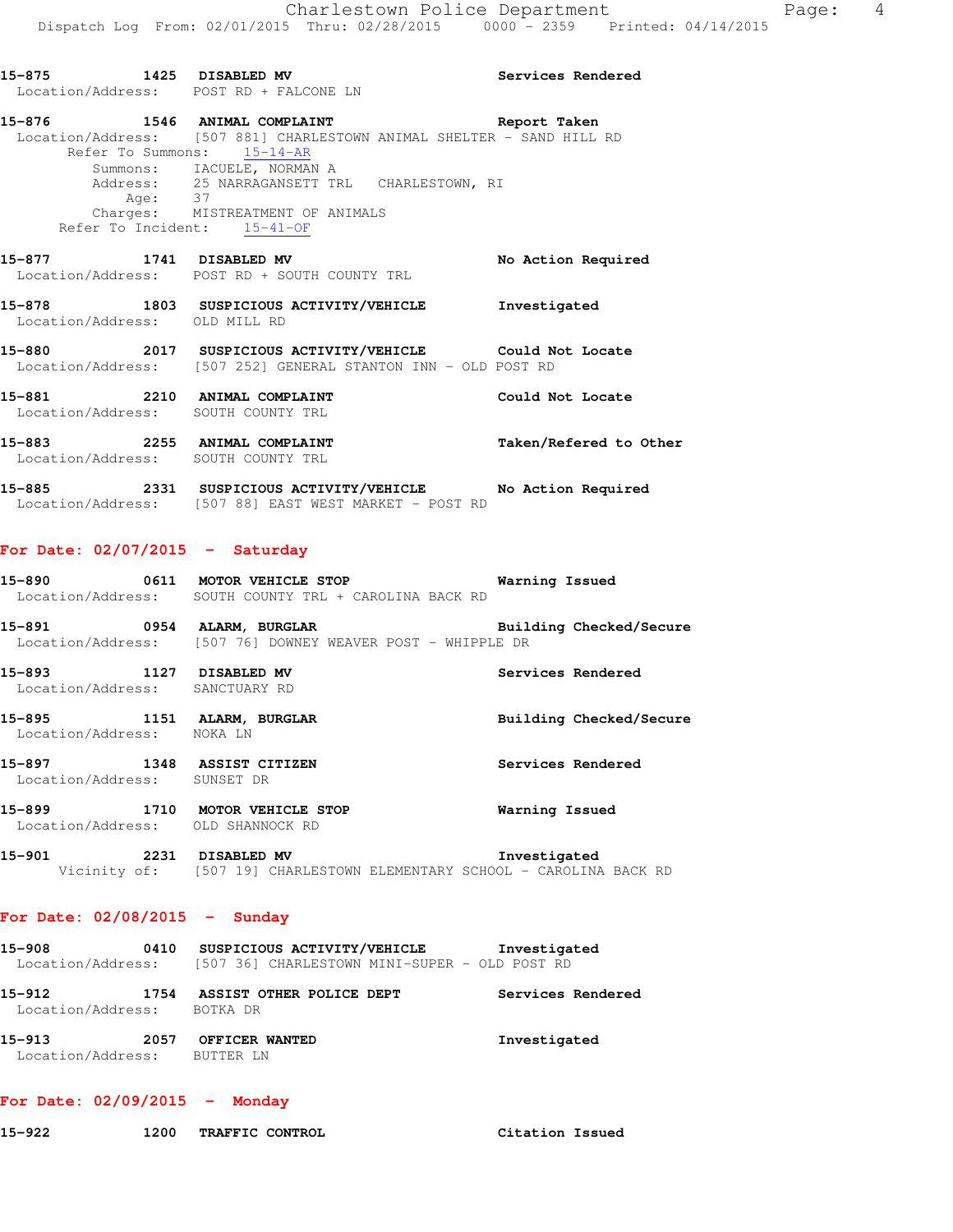15-875 1425 DISABLED MV Services Rendered
Location/Address: POST RD + FALCONE LN

15-876 1546 ANIMAL COMPLAINT Report Taken
Location/Address: [507 881] CHARLESTOWN ANIMAL SHELTER - SAND HILL RD
Refer To Summons: 15-14-AR
Summons: IACUELE, NORMAN A
Address: 25 NARRAGANSETT TRL CHARLESTOWN, RI
Age: 37
Charges: MISTREATMENT OF ANIMALS
Refer To Incident: 15-41-OF

15-877 1741 DISABLED MV No Action Required
Location/Address: POST RD + SOUTH COUNTY TRL

15-878 1803 SUSPICIOUS ACTIVITY/VEHICLE Investigated
Location/Address: OLD MILL RD

15-880 2017 SUSPICIOUS ACTIVITY/VEHICLE Could Not Locate
Location/Address: [507 252] GENERAL STANTON INN - OLD POST RD

15-881 2210 ANIMAL COMPLAINT Could Not Locate
Location/Address: SOUTH COUNTY TRL

15-883 2255 ANIMAL COMPLAINT Taken/Refered to Other
Location/Address: SOUTH COUNTY TRL

15-885 2331 SUSPICIOUS ACTIVITY/VEHICLE No Action Required
Location/Address: [507 88] EAST WEST MARKET - POST RD

**For Date: 02/07/2015 - Saturday**

15-890 0611 MOTOR VEHICLE STOP Warning Issued
Location/Address: SOUTH COUNTY TRL + CAROLINA BACK RD

15-891 0954 ALARM, BURGLAR Building Checked/Secure
Location/Address: [507 76] DOWNEY WEAVER POST - WHIPPLE DR

15-893 1127 DISABLED MV Services Rendered
Location/Address: SANCTUARY RD

15-895 1151 ALARM, BURGLAR Building Checked/Secure
Location/Address: NOKA LN

15-897 1348 ASSIST CITIZEN Services Rendered
Location/Address: SUNSET DR

15-899 1710 MOTOR VEHICLE STOP Warning Issued
Location/Address: OLD SHANNOCK RD

15-901 2231 DISABLED MV Investigated
Vicinity of: [507 19] CHARLESTOWN ELEMENTARY SCHOOL - CAROLINA BACK RD

**For Date: 02/08/2015 - Sunday**

15-908 0410 SUSPICIOUS ACTIVITY/VEHICLE Investigated
Location/Address: [507 36] CHARLESTOWN MINI-SUPER - OLD POST RD

15-912 1754 ASSIST OTHER POLICE DEPT Services Rendered
Location/Address: BOTKA DR

15-913 2057 OFFICER WANTED Investigated
Location/Address: BUTTER LN

**For Date: 02/09/2015 - Monday**

15-922 1200 TRAFFIC CONTROL Citation Issued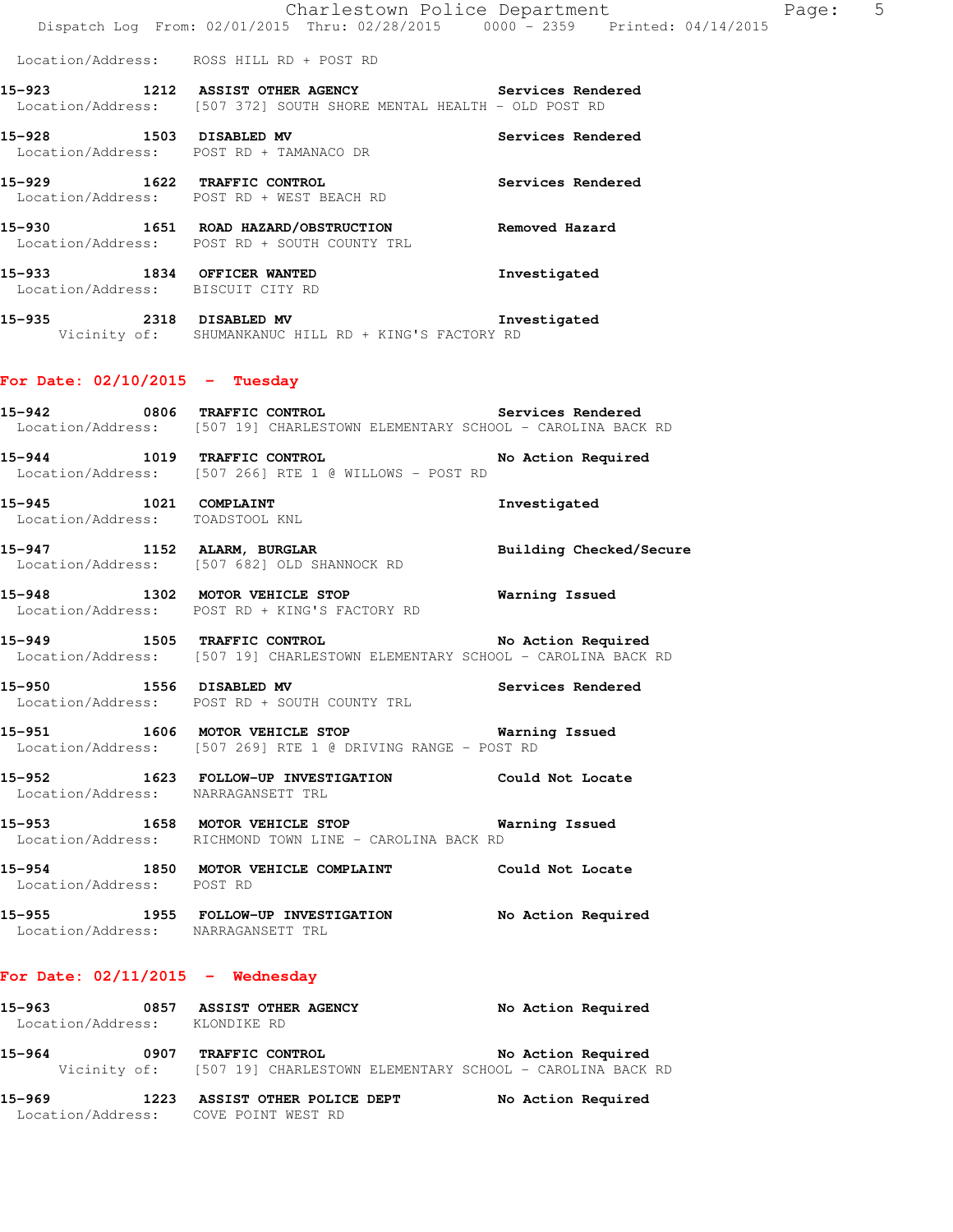Location/Address: ROSS HILL RD + POST RD

**15-923** 1212 **ASSIST OTHER AGENCY** **Services Rendered**
Location/Address: [507 372] SOUTH SHORE MENTAL HEALTH - OLD POST RD

**15-928** 1503 **DISABLED MV** **Services Rendered**
Location/Address: POST RD + TAMANACO DR

**15-929** 1622 **TRAFFIC CONTROL** **Services Rendered**
Location/Address: POST RD + WEST BEACH RD

**15-930** 1651 **ROAD HAZARD/OBSTRUCTION** **Removed Hazard**
Location/Address: POST RD + SOUTH COUNTY TRL

**15-933** 1834 **OFFICER WANTED** **Investigated**
Location/Address: BISCUIT CITY RD

**15-935** 2318 **DISABLED MV** **Investigated**
Vicinity of: SHUMANKANUC HILL RD + KING'S FACTORY RD

## For Date: 02/10/2015 - Tuesday

**15-942** 0806 **TRAFFIC CONTROL** **Services Rendered**
Location/Address: [507 19] CHARLESTOWN ELEMENTARY SCHOOL - CAROLINA BACK RD

**15-944** 1019 **TRAFFIC CONTROL** **No Action Required**
Location/Address: [507 266] RTE 1 @ WILLOWS - POST RD

**15-945** 1021 **COMPLAINT** **Investigated**
Location/Address: TOADSTOOL KNL

**15-947** 1152 **ALARM, BURGLAR** **Building Checked/Secure**
Location/Address: [507 682] OLD SHANNOCK RD

**15-948** 1302 **MOTOR VEHICLE STOP** **Warning Issued**
Location/Address: POST RD + KING'S FACTORY RD

**15-949** 1505 **TRAFFIC CONTROL** **No Action Required**
Location/Address: [507 19] CHARLESTOWN ELEMENTARY SCHOOL - CAROLINA BACK RD

**15-950** 1556 **DISABLED MV** **Services Rendered**
Location/Address: POST RD + SOUTH COUNTY TRL

**15-951** 1606 **MOTOR VEHICLE STOP** **Warning Issued**
Location/Address: [507 269] RTE 1 @ DRIVING RANGE - POST RD

**15-952** 1623 **FOLLOW-UP INVESTIGATION** **Could Not Locate**
Location/Address: NARRAGANSETT TRL

**15-953** 1658 **MOTOR VEHICLE STOP** **Warning Issued**
Location/Address: RICHMOND TOWN LINE - CAROLINA BACK RD

**15-954** 1850 **MOTOR VEHICLE COMPLAINT** **Could Not Locate**
Location/Address: POST RD

**15-955** 1955 **FOLLOW-UP INVESTIGATION** **No Action Required**
Location/Address: NARRAGANSETT TRL

## For Date: 02/11/2015 - Wednesday

**15-963** 0857 **ASSIST OTHER AGENCY** **No Action Required**
Location/Address: KLONDIKE RD

**15-964** 0907 **TRAFFIC CONTROL** **No Action Required**
Vicinity of: [507 19] CHARLESTOWN ELEMENTARY SCHOOL - CAROLINA BACK RD

**15-969** 1223 **ASSIST OTHER POLICE DEPT** **No Action Required**
Location/Address: COVE POINT WEST RD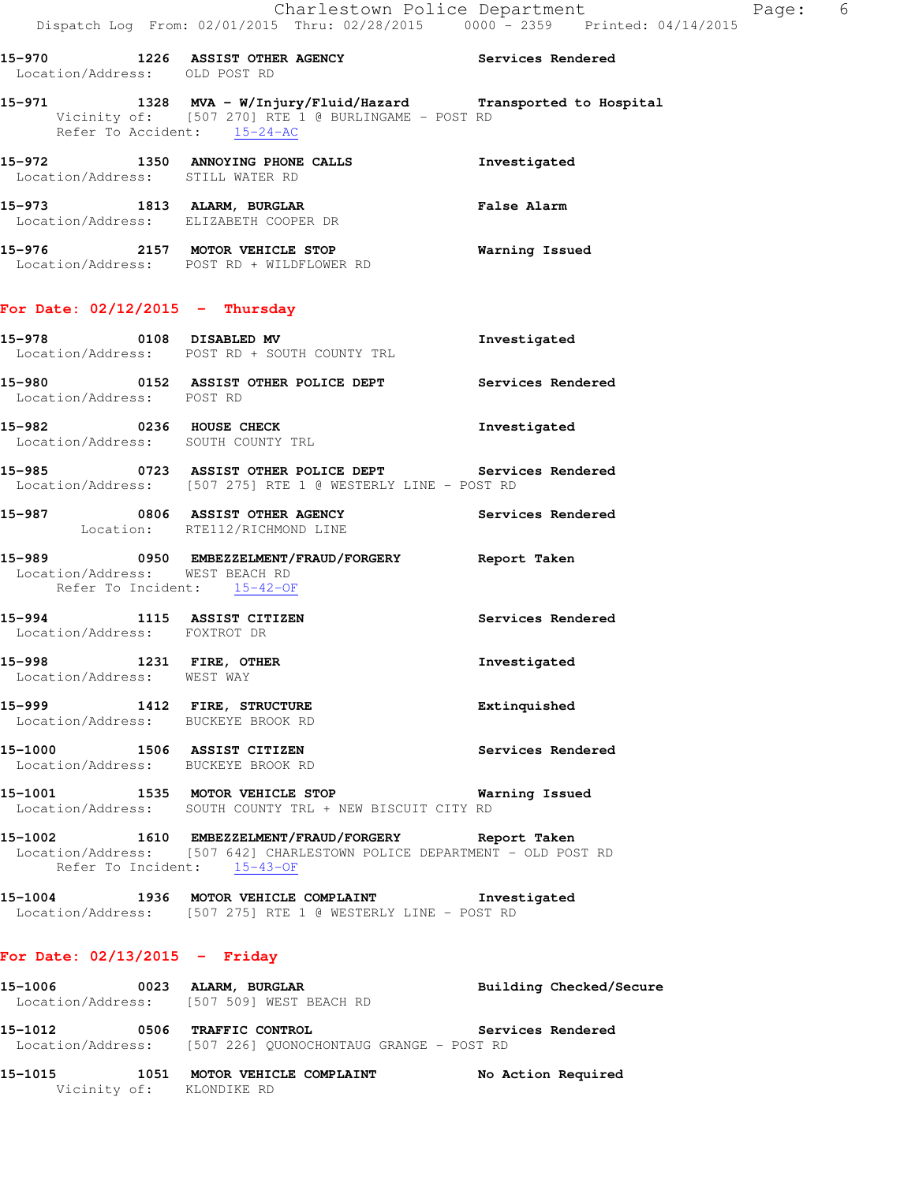**15-970** 1226 **ASSIST OTHER AGENCY** **Services Rendered**
Location/Address: OLD POST RD

**15-971** 1328 **MVA - W/Injury/Fluid/Hazard** **Transported to Hospital**
Vicinity of: [507 270] RTE 1 @ BURLINGAME - POST RD
Refer To Accident: 15-24-AC

**15-972** 1350 **ANNOYING PHONE CALLS** **Investigated**
Location/Address: STILL WATER RD

**15-973** 1813 **ALARM, BURGLAR** **False Alarm**
Location/Address: ELIZABETH COOPER DR

**15-976** 2157 **MOTOR VEHICLE STOP** **Warning Issued**
Location/Address: POST RD + WILDFLOWER RD

## For Date: 02/12/2015 - Thursday

**15-978** 0108 **DISABLED MV** **Investigated**
Location/Address: POST RD + SOUTH COUNTY TRL

**15-980** 0152 **ASSIST OTHER POLICE DEPT** **Services Rendered**
Location/Address: POST RD

**15-982** 0236 **HOUSE CHECK** **Investigated**
Location/Address: SOUTH COUNTY TRL

**15-985** 0723 **ASSIST OTHER POLICE DEPT** **Services Rendered**
Location/Address: [507 275] RTE 1 @ WESTERLY LINE - POST RD

**15-987** 0806 **ASSIST OTHER AGENCY** **Services Rendered**
Location: RTE112/RICHMOND LINE

**15-989** 0950 **EMBEZZELMENT/FRAUD/FORGERY** **Report Taken**
Location/Address: WEST BEACH RD
Refer To Incident: 15-42-OF

**15-994** 1115 **ASSIST CITIZEN** **Services Rendered**
Location/Address: FOXTROT DR

**15-998** 1231 **FIRE, OTHER** **Investigated**
Location/Address: WEST WAY

**15-999** 1412 **FIRE, STRUCTURE** **Extinquished**
Location/Address: BUCKEYE BROOK RD

**15-1000** 1506 **ASSIST CITIZEN** **Services Rendered**
Location/Address: BUCKEYE BROOK RD

**15-1001** 1535 **MOTOR VEHICLE STOP** **Warning Issued**
Location/Address: SOUTH COUNTY TRL + NEW BISCUIT CITY RD

**15-1002** 1610 **EMBEZZELMENT/FRAUD/FORGERY** **Report Taken**
Location/Address: [507 642] CHARLESTOWN POLICE DEPARTMENT - OLD POST RD
Refer To Incident: 15-43-OF

**15-1004** 1936 **MOTOR VEHICLE COMPLAINT** **Investigated**
Location/Address: [507 275] RTE 1 @ WESTERLY LINE - POST RD

## For Date: 02/13/2015 - Friday

**15-1006** 0023 **ALARM, BURGLAR** **Building Checked/Secure**
Location/Address: [507 509] WEST BEACH RD

**15-1012** 0506 **TRAFFIC CONTROL** **Services Rendered**
Location/Address: [507 226] QUONOCHONTAUG GRANGE - POST RD

**15-1015** 1051 **MOTOR VEHICLE COMPLAINT** **No Action Required**
Vicinity of: KLONDIKE RD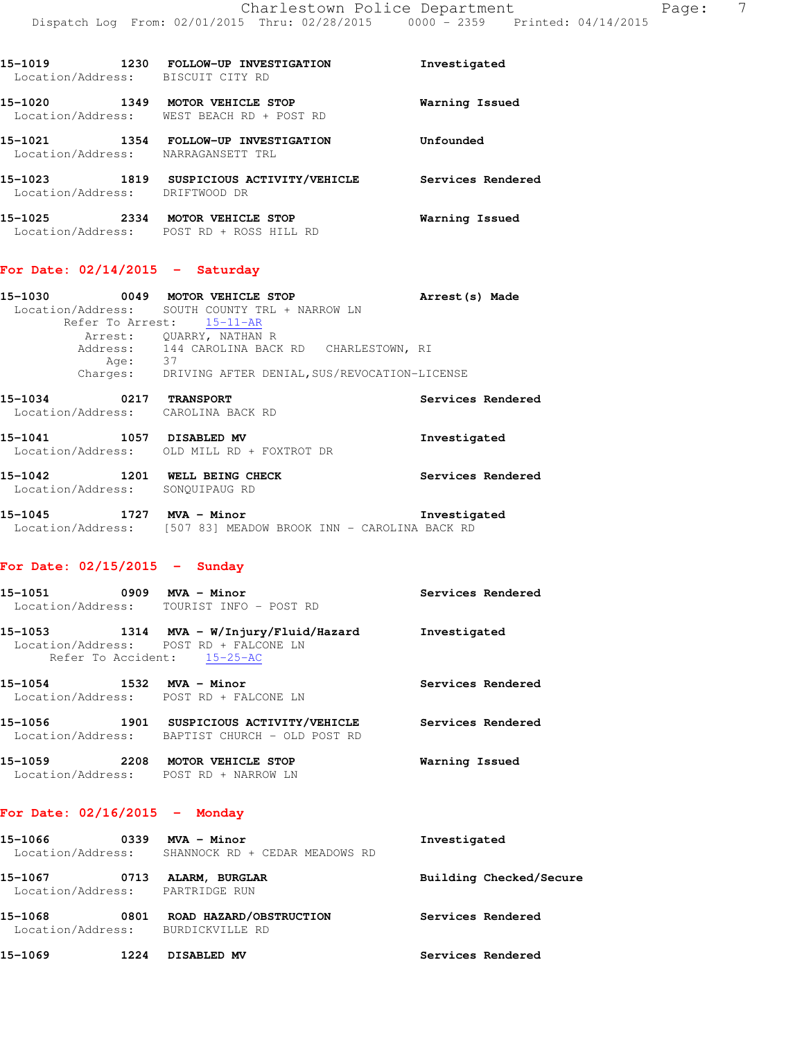15-1019 1230 **FOLLOW-UP INVESTIGATION** Investigated
Location/Address: BISCUIT CITY RD

15-1020 1349 **MOTOR VEHICLE STOP** Warning Issued
Location/Address: WEST BEACH RD + POST RD

15-1021 1354 **FOLLOW-UP INVESTIGATION** Unfounded
Location/Address: NARRAGANSETT TRL

15-1023 1819 **SUSPICIOUS ACTIVITY/VEHICLE** Services Rendered
Location/Address: DRIFTWOOD DR

15-1025 2334 **MOTOR VEHICLE STOP** Warning Issued
Location/Address: POST RD + ROSS HILL RD

## For Date: 02/14/2015 - Saturday

15-1030 0049 **MOTOR VEHICLE STOP** Arrest(s) Made
Location/Address: SOUTH COUNTY TRL + NARROW LN
Refer To Arrest: 15-11-AR
Arrest: QUARRY, NATHAN R
Address: 144 CAROLINA BACK RD CHARLESTOWN, RI
Age: 37
Charges: DRIVING AFTER DENIAL,SUS/REVOCATION-LICENSE

15-1034 0217 **TRANSPORT** Services Rendered
Location/Address: CAROLINA BACK RD

15-1041 1057 **DISABLED MV** Investigated
Location/Address: OLD MILL RD + FOXTROT DR

15-1042 1201 **WELL BEING CHECK** Services Rendered
Location/Address: SONQUIPAUG RD

15-1045 1727 **MVA - Minor** Investigated
Location/Address: [507 83] MEADOW BROOK INN - CAROLINA BACK RD

## For Date: 02/15/2015 - Sunday

15-1051 0909 **MVA - Minor** Services Rendered
Location/Address: TOURIST INFO - POST RD

15-1053 1314 **MVA - W/Injury/Fluid/Hazard** Investigated
Location/Address: POST RD + FALCONE LN
Refer To Accident: 15-25-AC

15-1054 1532 **MVA - Minor** Services Rendered
Location/Address: POST RD + FALCONE LN

15-1056 1901 **SUSPICIOUS ACTIVITY/VEHICLE** Services Rendered
Location/Address: BAPTIST CHURCH - OLD POST RD

15-1059 2208 **MOTOR VEHICLE STOP** Warning Issued
Location/Address: POST RD + NARROW LN

## For Date: 02/16/2015 - Monday

15-1066 0339 **MVA - Minor** Investigated
Location/Address: SHANNOCK RD + CEDAR MEADOWS RD

15-1067 0713 **ALARM, BURGLAR** Building Checked/Secure
Location/Address: PARTRIDGE RUN

15-1068 0801 **ROAD HAZARD/OBSTRUCTION** Services Rendered
Location/Address: BURDICKVILLE RD

15-1069 1224 **DISABLED MV** Services Rendered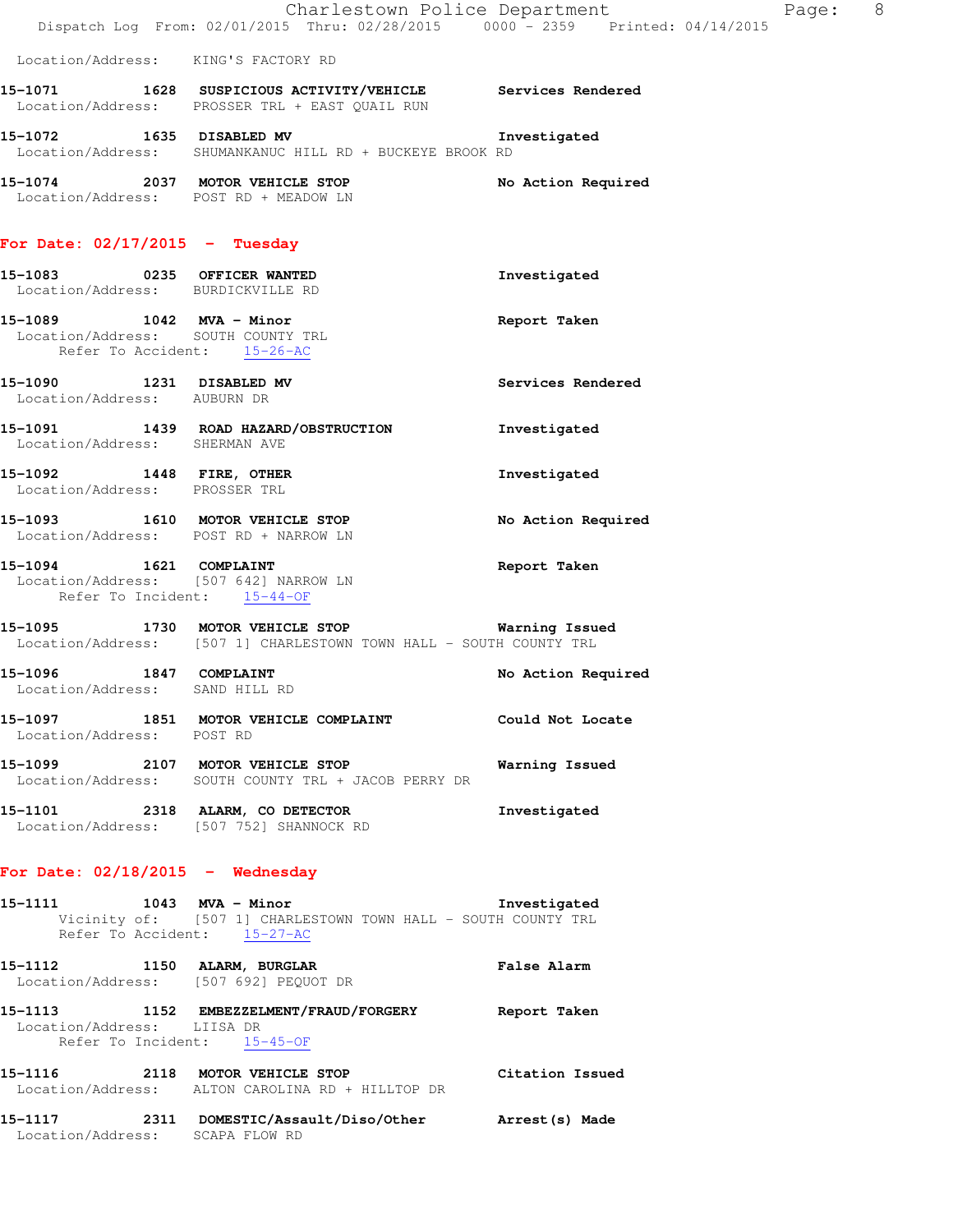Location/Address: KING'S FACTORY RD

**15-1071 1628 SUSPICIOUS ACTIVITY/VEHICLE** Services Rendered
Location/Address: PROSSER TRL + EAST QUAIL RUN

**15-1072 1635 DISABLED MV** Investigated
Location/Address: SHUMANKANUC HILL RD + BUCKEYE BROOK RD

**15-1074 2037 MOTOR VEHICLE STOP** No Action Required
Location/Address: POST RD + MEADOW LN

## For Date: 02/17/2015 - Tuesday

**15-1083 0235 OFFICER WANTED** Investigated
Location/Address: BURDICKVILLE RD

**15-1089 1042 MVA - Minor** Report Taken
Location/Address: SOUTH COUNTY TRL
Refer To Accident: 15-26-AC

**15-1090 1231 DISABLED MV** Services Rendered
Location/Address: AUBURN DR

**15-1091 1439 ROAD HAZARD/OBSTRUCTION** Investigated
Location/Address: SHERMAN AVE

**15-1092 1448 FIRE, OTHER** Investigated
Location/Address: PROSSER TRL

**15-1093 1610 MOTOR VEHICLE STOP** No Action Required
Location/Address: POST RD + NARROW LN

**15-1094 1621 COMPLAINT** Report Taken
Location/Address: [507 642] NARROW LN
Refer To Incident: 15-44-OF

**15-1095 1730 MOTOR VEHICLE STOP** Warning Issued
Location/Address: [507 1] CHARLESTOWN TOWN HALL - SOUTH COUNTY TRL

**15-1096 1847 COMPLAINT** No Action Required
Location/Address: SAND HILL RD

**15-1097 1851 MOTOR VEHICLE COMPLAINT** Could Not Locate
Location/Address: POST RD

**15-1099 2107 MOTOR VEHICLE STOP** Warning Issued
Location/Address: SOUTH COUNTY TRL + JACOB PERRY DR

**15-1101 2318 ALARM, CO DETECTOR** Investigated
Location/Address: [507 752] SHANNOCK RD

## For Date: 02/18/2015 - Wednesday

**15-1111 1043 MVA - Minor** Investigated
Vicinity of: [507 1] CHARLESTOWN TOWN HALL - SOUTH COUNTY TRL
Refer To Accident: 15-27-AC

**15-1112 1150 ALARM, BURGLAR** False Alarm
Location/Address: [507 692] PEQUOT DR

**15-1113 1152 EMBEZZELMENT/FRAUD/FORGERY** Report Taken
Location/Address: LIISA DR
Refer To Incident: 15-45-OF

**15-1116 2118 MOTOR VEHICLE STOP** Citation Issued
Location/Address: ALTON CAROLINA RD + HILLTOP DR

**15-1117 2311 DOMESTIC/Assault/Diso/Other** Arrest(s) Made
Location/Address: SCAPA FLOW RD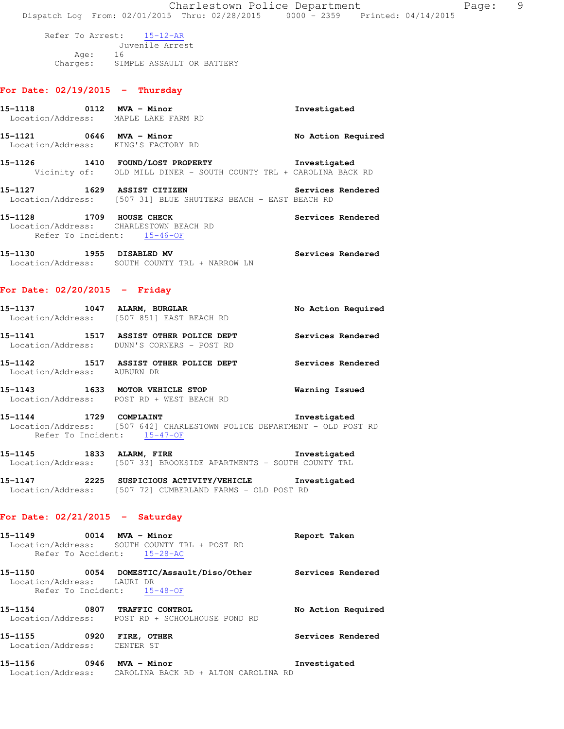Refer To Arrest: 15-12-AR
Juvenile Arrest
Age: 16
Charges: SIMPLE ASSAULT OR BATTERY

## For Date: 02/19/2015 - Thursday

**15-1118 0112 MVA - Minor** Investigated
Location/Address: MAPLE LAKE FARM RD

**15-1121 0646 MVA - Minor** No Action Required
Location/Address: KING'S FACTORY RD

**15-1126 1410 FOUND/LOST PROPERTY** Investigated
Vicinity of: OLD MILL DINER - SOUTH COUNTY TRL + CAROLINA BACK RD

**15-1127 1629 ASSIST CITIZEN** Services Rendered
Location/Address: [507 31] BLUE SHUTTERS BEACH - EAST BEACH RD

**15-1128 1709 HOUSE CHECK** Services Rendered
Location/Address: CHARLESTOWN BEACH RD
Refer To Incident: 15-46-OF

**15-1130 1955 DISABLED MV** Services Rendered
Location/Address: SOUTH COUNTY TRL + NARROW LN

## For Date: 02/20/2015 - Friday

**15-1137 1047 ALARM, BURGLAR** No Action Required
Location/Address: [507 851] EAST BEACH RD

**15-1141 1517 ASSIST OTHER POLICE DEPT** Services Rendered
Location/Address: DUNN'S CORNERS - POST RD

**15-1142 1517 ASSIST OTHER POLICE DEPT** Services Rendered
Location/Address: AUBURN DR

**15-1143 1633 MOTOR VEHICLE STOP** Warning Issued
Location/Address: POST RD + WEST BEACH RD

**15-1144 1729 COMPLAINT** Investigated
Location/Address: [507 642] CHARLESTOWN POLICE DEPARTMENT - OLD POST RD
Refer To Incident: 15-47-OF

**15-1145 1833 ALARM, FIRE** Investigated
Location/Address: [507 33] BROOKSIDE APARTMENTS - SOUTH COUNTY TRL

**15-1147 2225 SUSPICIOUS ACTIVITY/VEHICLE** Investigated
Location/Address: [507 72] CUMBERLAND FARMS - OLD POST RD

## For Date: 02/21/2015 - Saturday

**15-1149 0014 MVA - Minor** Report Taken
Location/Address: SOUTH COUNTY TRL + POST RD
Refer To Accident: 15-28-AC

**15-1150 0054 DOMESTIC/Assault/Diso/Other** Services Rendered
Location/Address: LAURI DR
Refer To Incident: 15-48-OF

**15-1154 0807 TRAFFIC CONTROL** No Action Required
Location/Address: POST RD + SCHOOLHOUSE POND RD

**15-1155 0920 FIRE, OTHER** Services Rendered
Location/Address: CENTER ST

**15-1156 0946 MVA - Minor** Investigated
Location/Address: CAROLINA BACK RD + ALTON CAROLINA RD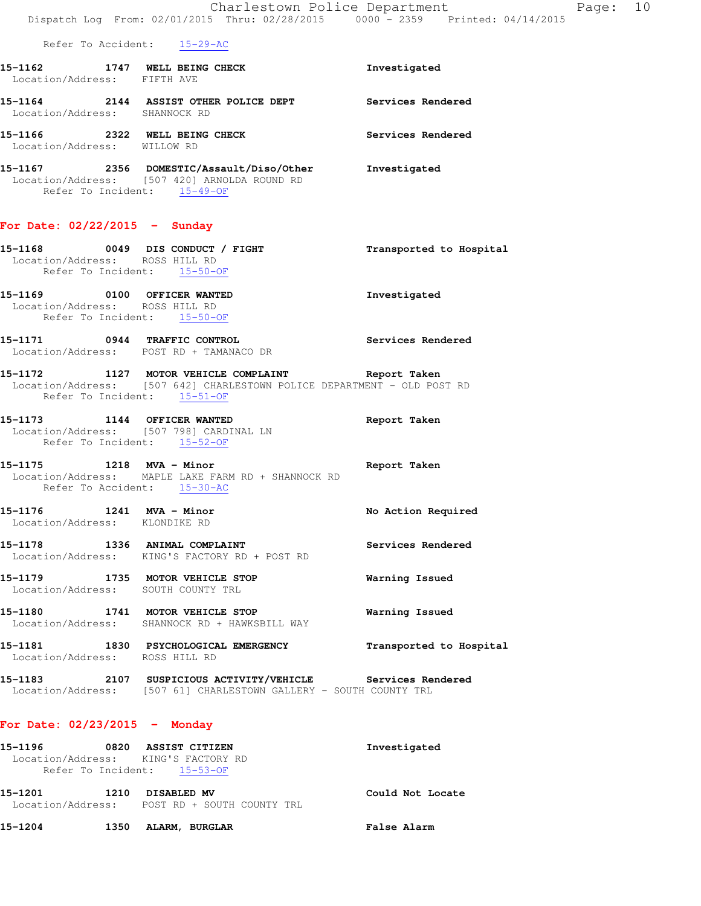Refer To Accident: 15-29-AC

**15-1162 1747 WELL BEING CHECK** — Investigated
Location/Address: FIFTH AVE

**15-1164 2144 ASSIST OTHER POLICE DEPT** — Services Rendered
Location/Address: SHANNOCK RD

**15-1166 2322 WELL BEING CHECK** — Services Rendered
Location/Address: WILLOW RD

**15-1167 2356 DOMESTIC/Assault/Diso/Other** — Investigated
Location/Address: [507 420] ARNOLDA ROUND RD
Refer To Incident: 15-49-OF

## For Date: 02/22/2015 - Sunday

**15-1168 0049 DIS CONDUCT / FIGHT** — Transported to Hospital
Location/Address: ROSS HILL RD
Refer To Incident: 15-50-OF

**15-1169 0100 OFFICER WANTED** — Investigated
Location/Address: ROSS HILL RD
Refer To Incident: 15-50-OF

**15-1171 0944 TRAFFIC CONTROL** — Services Rendered
Location/Address: POST RD + TAMANACO DR

**15-1172 1127 MOTOR VEHICLE COMPLAINT** — Report Taken
Location/Address: [507 642] CHARLESTOWN POLICE DEPARTMENT - OLD POST RD
Refer To Incident: 15-51-OF

**15-1173 1144 OFFICER WANTED** — Report Taken
Location/Address: [507 798] CARDINAL LN
Refer To Incident: 15-52-OF

**15-1175 1218 MVA - Minor** — Report Taken
Location/Address: MAPLE LAKE FARM RD + SHANNOCK RD
Refer To Accident: 15-30-AC

**15-1176 1241 MVA - Minor** — No Action Required
Location/Address: KLONDIKE RD

**15-1178 1336 ANIMAL COMPLAINT** — Services Rendered
Location/Address: KING'S FACTORY RD + POST RD

**15-1179 1735 MOTOR VEHICLE STOP** — Warning Issued
Location/Address: SOUTH COUNTY TRL

**15-1180 1741 MOTOR VEHICLE STOP** — Warning Issued
Location/Address: SHANNOCK RD + HAWKSBILL WAY

**15-1181 1830 PSYCHOLOGICAL EMERGENCY** — Transported to Hospital
Location/Address: ROSS HILL RD

**15-1183 2107 SUSPICIOUS ACTIVITY/VEHICLE** — Services Rendered
Location/Address: [507 61] CHARLESTOWN GALLERY - SOUTH COUNTY TRL

## For Date: 02/23/2015 - Monday

**15-1196 0820 ASSIST CITIZEN** — Investigated
Location/Address: KING'S FACTORY RD
Refer To Incident: 15-53-OF

**15-1201 1210 DISABLED MV** — Could Not Locate
Location/Address: POST RD + SOUTH COUNTY TRL

**15-1204 1350 ALARM, BURGLAR** — False Alarm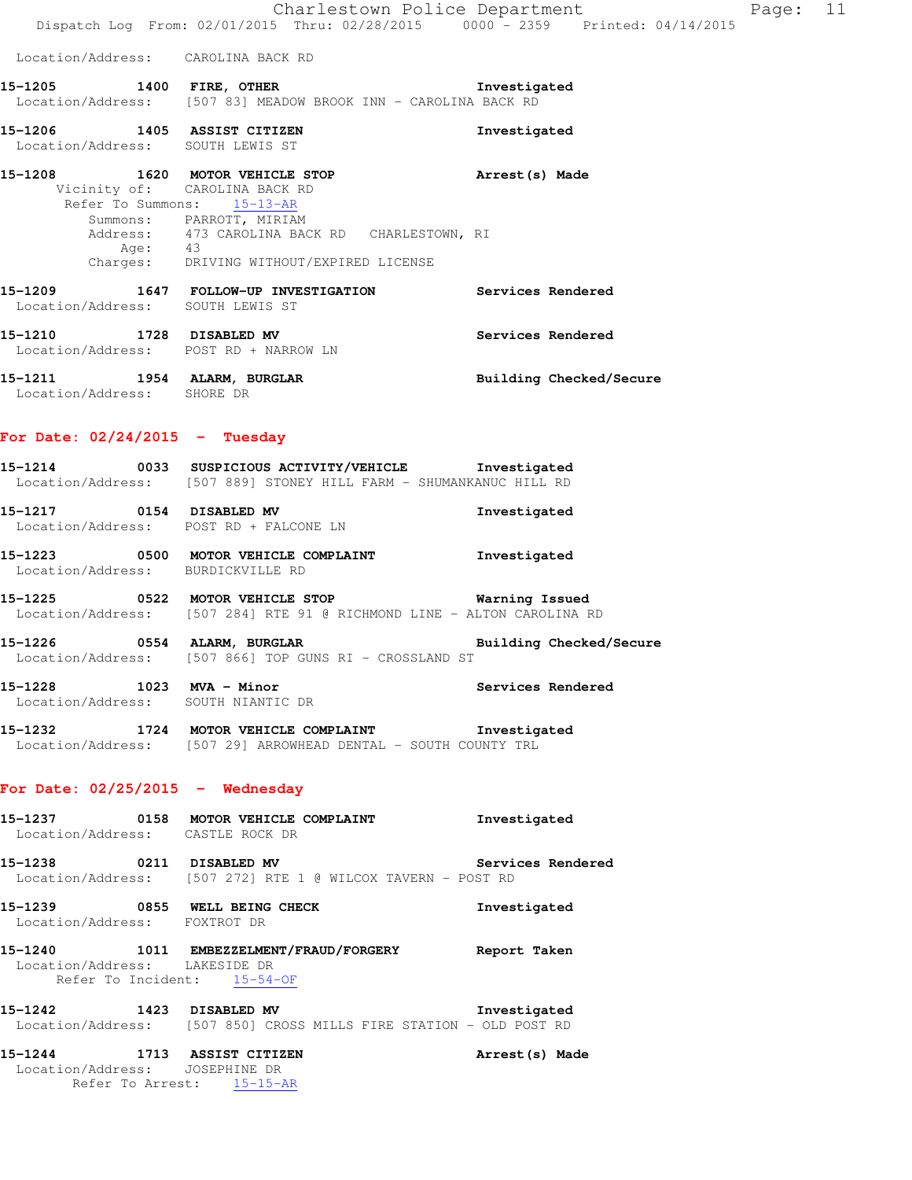Location/Address: CAROLINA BACK RD

**15-1205 1400 FIRE, OTHER** — **Investigated**
Location/Address: [507 83] MEADOW BROOK INN - CAROLINA BACK RD

**15-1206 1405 ASSIST CITIZEN** — **Investigated**
Location/Address: SOUTH LEWIS ST

**15-1208 1620 MOTOR VEHICLE STOP** — **Arrest(s) Made**
Vicinity of: CAROLINA BACK RD
Refer To Summons: 15-13-AR
Summons: PARROTT, MIRIAM
Address: 473 CAROLINA BACK RD CHARLESTOWN, RI
Age: 43
Charges: DRIVING WITHOUT/EXPIRED LICENSE

**15-1209 1647 FOLLOW-UP INVESTIGATION** — **Services Rendered**
Location/Address: SOUTH LEWIS ST

**15-1210 1728 DISABLED MV** — **Services Rendered**
Location/Address: POST RD + NARROW LN

**15-1211 1954 ALARM, BURGLAR** — **Building Checked/Secure**
Location/Address: SHORE DR

## For Date: 02/24/2015 - Tuesday

**15-1214 0033 SUSPICIOUS ACTIVITY/VEHICLE** — **Investigated**
Location/Address: [507 889] STONEY HILL FARM - SHUMANKANUC HILL RD

**15-1217 0154 DISABLED MV** — **Investigated**
Location/Address: POST RD + FALCONE LN

**15-1223 0500 MOTOR VEHICLE COMPLAINT** — **Investigated**
Location/Address: BURDICKVILLE RD

**15-1225 0522 MOTOR VEHICLE STOP** — **Warning Issued**
Location/Address: [507 284] RTE 91 @ RICHMOND LINE - ALTON CAROLINA RD

**15-1226 0554 ALARM, BURGLAR** — **Building Checked/Secure**
Location/Address: [507 866] TOP GUNS RI - CROSSLAND ST

**15-1228 1023 MVA - Minor** — **Services Rendered**
Location/Address: SOUTH NIANTIC DR

**15-1232 1724 MOTOR VEHICLE COMPLAINT** — **Investigated**
Location/Address: [507 29] ARROWHEAD DENTAL - SOUTH COUNTY TRL

## For Date: 02/25/2015 - Wednesday

**15-1237 0158 MOTOR VEHICLE COMPLAINT** — **Investigated**
Location/Address: CASTLE ROCK DR

**15-1238 0211 DISABLED MV** — **Services Rendered**
Location/Address: [507 272] RTE 1 @ WILCOX TAVERN - POST RD

**15-1239 0855 WELL BEING CHECK** — **Investigated**
Location/Address: FOXTROT DR

**15-1240 1011 EMBEZZELMENT/FRAUD/FORGERY** — **Report Taken**
Location/Address: LAKESIDE DR
Refer To Incident: 15-54-OF

**15-1242 1423 DISABLED MV** — **Investigated**
Location/Address: [507 850] CROSS MILLS FIRE STATION - OLD POST RD

**15-1244 1713 ASSIST CITIZEN** — **Arrest(s) Made**
Location/Address: JOSEPHINE DR
Refer To Arrest: 15-15-AR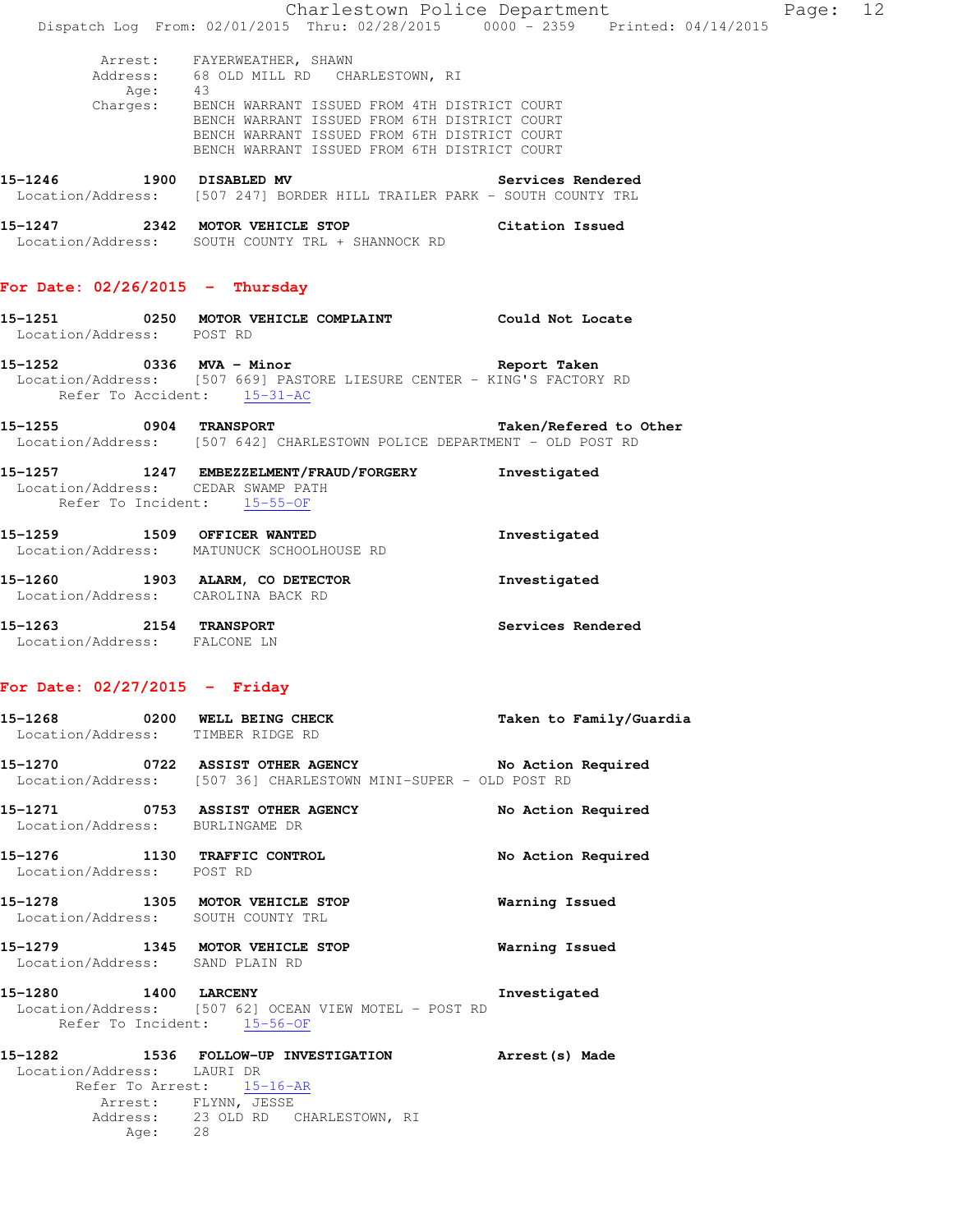Arrest: FAYERWEATHER, SHAWN
Address: 68 OLD MILL RD CHARLESTOWN, RI
Age: 43
Charges: BENCH WARRANT ISSUED FROM 4TH DISTRICT COURT
BENCH WARRANT ISSUED FROM 6TH DISTRICT COURT
BENCH WARRANT ISSUED FROM 6TH DISTRICT COURT
BENCH WARRANT ISSUED FROM 6TH DISTRICT COURT

**15-1246 1900 DISABLED MV** — **Services Rendered**
Location/Address: [507 247] BORDER HILL TRAILER PARK - SOUTH COUNTY TRL

**15-1247 2342 MOTOR VEHICLE STOP** — **Citation Issued**
Location/Address: SOUTH COUNTY TRL + SHANNOCK RD

## For Date: 02/26/2015 - Thursday

**15-1251 0250 MOTOR VEHICLE COMPLAINT** — **Could Not Locate**
Location/Address: POST RD

**15-1252 0336 MVA - Minor** — **Report Taken**
Location/Address: [507 669] PASTORE LIESURE CENTER - KING'S FACTORY RD
Refer To Accident: 15-31-AC

**15-1255 0904 TRANSPORT** — **Taken/Refered to Other**
Location/Address: [507 642] CHARLESTOWN POLICE DEPARTMENT - OLD POST RD

**15-1257 1247 EMBEZZELMENT/FRAUD/FORGERY** — **Investigated**
Location/Address: CEDAR SWAMP PATH
Refer To Incident: 15-55-OF

**15-1259 1509 OFFICER WANTED** — **Investigated**
Location/Address: MATUNUCK SCHOOLHOUSE RD

**15-1260 1903 ALARM, CO DETECTOR** — **Investigated**
Location/Address: CAROLINA BACK RD

**15-1263 2154 TRANSPORT** — **Services Rendered**
Location/Address: FALCONE LN

## For Date: 02/27/2015 - Friday

**15-1268 0200 WELL BEING CHECK** — **Taken to Family/Guardia**
Location/Address: TIMBER RIDGE RD

**15-1270 0722 ASSIST OTHER AGENCY** — **No Action Required**
Location/Address: [507 36] CHARLESTOWN MINI-SUPER - OLD POST RD

**15-1271 0753 ASSIST OTHER AGENCY** — **No Action Required**
Location/Address: BURLINGAME DR

**15-1276 1130 TRAFFIC CONTROL** — **No Action Required**
Location/Address: POST RD

**15-1278 1305 MOTOR VEHICLE STOP** — **Warning Issued**
Location/Address: SOUTH COUNTY TRL

**15-1279 1345 MOTOR VEHICLE STOP** — **Warning Issued**
Location/Address: SAND PLAIN RD

**15-1280 1400 LARCENY** — **Investigated**
Location/Address: [507 62] OCEAN VIEW MOTEL - POST RD
Refer To Incident: 15-56-OF

**15-1282 1536 FOLLOW-UP INVESTIGATION** — **Arrest(s) Made**
Location/Address: LAURI DR
Refer To Arrest: 15-16-AR
Arrest: FLYNN, JESSE
Address: 23 OLD RD CHARLESTOWN, RI
Age: 28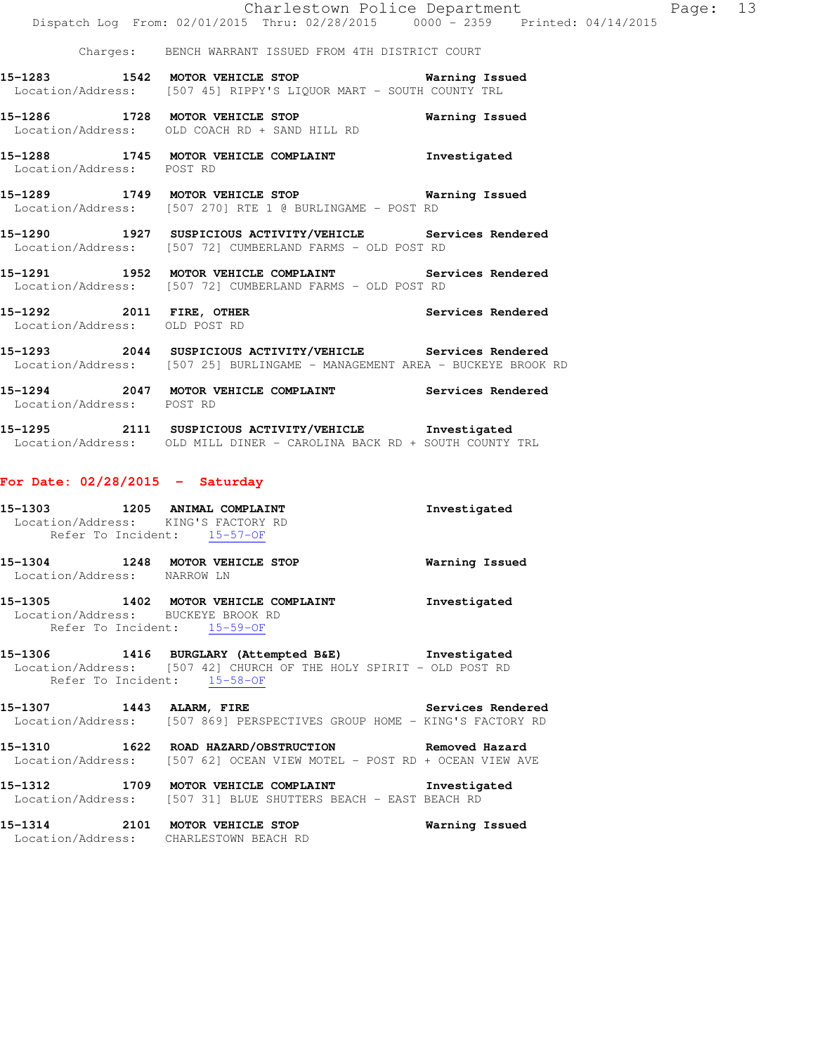Charges: BENCH WARRANT ISSUED FROM 4TH DISTRICT COURT

**15-1283 1542 MOTOR VEHICLE STOP** **Warning Issued**
Location/Address: [507 45] RIPPY'S LIQUOR MART - SOUTH COUNTY TRL

**15-1286 1728 MOTOR VEHICLE STOP** **Warning Issued**
Location/Address: OLD COACH RD + SAND HILL RD

**15-1288 1745 MOTOR VEHICLE COMPLAINT** **Investigated**
Location/Address: POST RD

**15-1289 1749 MOTOR VEHICLE STOP** **Warning Issued**
Location/Address: [507 270] RTE 1 @ BURLINGAME - POST RD

**15-1290 1927 SUSPICIOUS ACTIVITY/VEHICLE** **Services Rendered**
Location/Address: [507 72] CUMBERLAND FARMS - OLD POST RD

**15-1291 1952 MOTOR VEHICLE COMPLAINT** **Services Rendered**
Location/Address: [507 72] CUMBERLAND FARMS - OLD POST RD

**15-1292 2011 FIRE, OTHER** **Services Rendered**
Location/Address: OLD POST RD

**15-1293 2044 SUSPICIOUS ACTIVITY/VEHICLE** **Services Rendered**
Location/Address: [507 25] BURLINGAME - MANAGEMENT AREA - BUCKEYE BROOK RD

**15-1294 2047 MOTOR VEHICLE COMPLAINT** **Services Rendered**
Location/Address: POST RD

**15-1295 2111 SUSPICIOUS ACTIVITY/VEHICLE** **Investigated**
Location/Address: OLD MILL DINER - CAROLINA BACK RD + SOUTH COUNTY TRL

## For Date: 02/28/2015 - Saturday

**15-1303 1205 ANIMAL COMPLAINT** **Investigated**
Location/Address: KING'S FACTORY RD
Refer To Incident: 15-57-OF

**15-1304 1248 MOTOR VEHICLE STOP** **Warning Issued**
Location/Address: NARROW LN

**15-1305 1402 MOTOR VEHICLE COMPLAINT** **Investigated**
Location/Address: BUCKEYE BROOK RD
Refer To Incident: 15-59-OF

**15-1306 1416 BURGLARY (Attempted B&E)** **Investigated**
Location/Address: [507 42] CHURCH OF THE HOLY SPIRIT - OLD POST RD
Refer To Incident: 15-58-OF

**15-1307 1443 ALARM, FIRE** **Services Rendered**
Location/Address: [507 869] PERSPECTIVES GROUP HOME - KING'S FACTORY RD

**15-1310 1622 ROAD HAZARD/OBSTRUCTION** **Removed Hazard**
Location/Address: [507 62] OCEAN VIEW MOTEL - POST RD + OCEAN VIEW AVE

**15-1312 1709 MOTOR VEHICLE COMPLAINT** **Investigated**
Location/Address: [507 31] BLUE SHUTTERS BEACH - EAST BEACH RD

**15-1314 2101 MOTOR VEHICLE STOP** **Warning Issued**
Location/Address: CHARLESTOWN BEACH RD